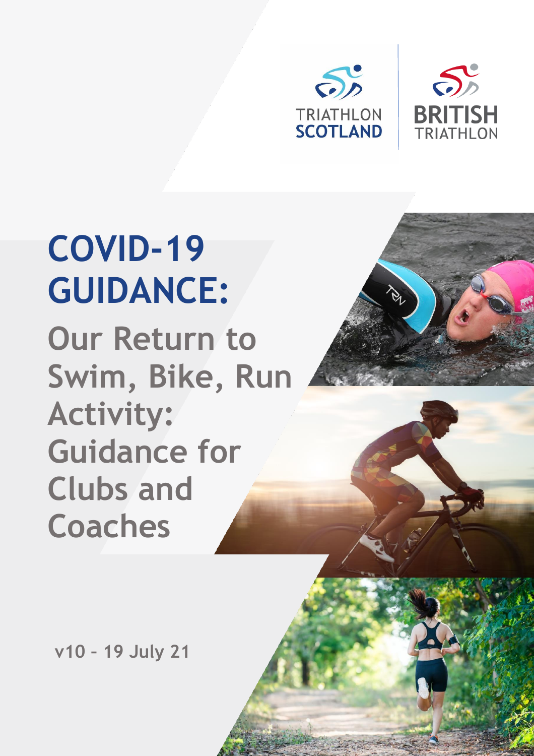TRIATHLON SCOTLAND

BRITISH TRIATHLON

# COVID-19 GUIDANCE:

## Our Return to Swim, Bike, Run Activity: Guidance for Clubs and Coaches

v10 – 19 July 21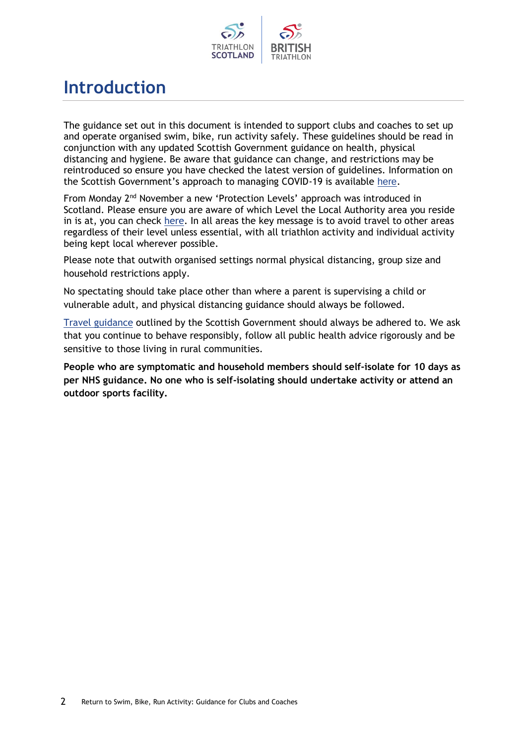# Introduction

The guidance set out in this document is intended to support clubs and coaches to set up and operate organised swim, bike, run activity safely. These guidelines should be read in conjunction with any updated Scottish Government guidance on health, physical distancing and hygiene. Be aware that guidance can change, and restrictions may be reintroduced so ensure you have checked the latest version of guidelines. Information on the Scottish Government's approach to managing COVID-19 is available here.

From Monday 2nd November a new 'Protection Levels' approach was introduced in Scotland. Please ensure you are aware of which Level the Local Authority area you reside in is at, you can check here. In all areas the key message is to avoid travel to other areas regardless of their level unless essential, with all triathlon activity and individual activity being kept local wherever possible.

Please note that outwith organised settings normal physical distancing, group size and household restrictions apply.

No spectating should take place other than where a parent is supervising a child or vulnerable adult, and physical distancing guidance should always be followed.

Travel guidance outlined by the Scottish Government should always be adhered to. We ask that you continue to behave responsibly, follow all public health advice rigorously and be sensitive to those living in rural communities.

**People who are symptomatic and household members should self-isolate for 10 days as per NHS guidance. No one who is self-isolating should undertake activity or attend an outdoor sports facility.**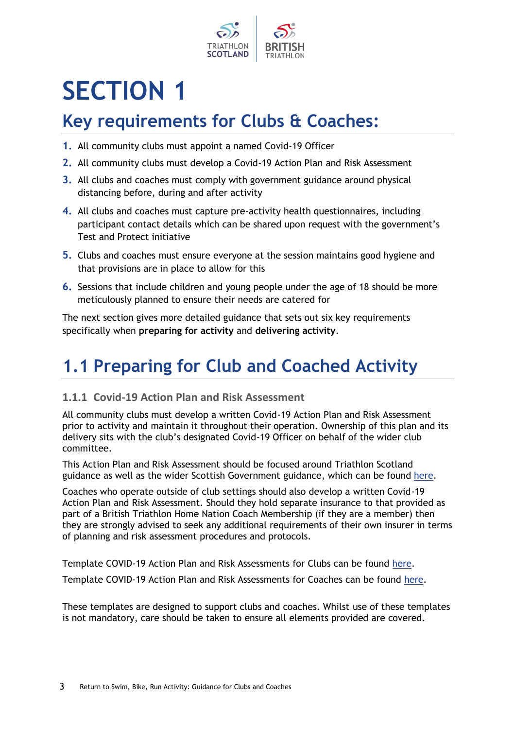# SECTION 1

## Key requirements for Clubs & Coaches:

1. All community clubs must appoint a named Covid-19 Officer
2. All community clubs must develop a Covid-19 Action Plan and Risk Assessment
3. All clubs and coaches must comply with government guidance around physical distancing before, during and after activity
4. All clubs and coaches must capture pre-activity health questionnaires, including participant contact details which can be shared upon request with the government's Test and Protect initiative
5. Clubs and coaches must ensure everyone at the session maintains good hygiene and that provisions are in place to allow for this
6. Sessions that include children and young people under the age of 18 should be more meticulously planned to ensure their needs are catered for

The next section gives more detailed guidance that sets out six key requirements specifically when **preparing for activity** and **delivering activity**.

## 1.1 Preparing for Club and Coached Activity

### 1.1.1 Covid-19 Action Plan and Risk Assessment

All community clubs must develop a written Covid-19 Action Plan and Risk Assessment prior to activity and maintain it throughout their operation. Ownership of this plan and its delivery sits with the club's designated Covid-19 Officer on behalf of the wider club committee.

This Action Plan and Risk Assessment should be focused around Triathlon Scotland guidance as well as the wider Scottish Government guidance, which can be found here.

Coaches who operate outside of club settings should also develop a written Covid-19 Action Plan and Risk Assessment. Should they hold separate insurance to that provided as part of a British Triathlon Home Nation Coach Membership (if they are a member) then they are strongly advised to seek any additional requirements of their own insurer in terms of planning and risk assessment procedures and protocols.

Template COVID-19 Action Plan and Risk Assessments for Clubs can be found here.

Template COVID-19 Action Plan and Risk Assessments for Coaches can be found here.

These templates are designed to support clubs and coaches. Whilst use of these templates is not mandatory, care should be taken to ensure all elements provided are covered.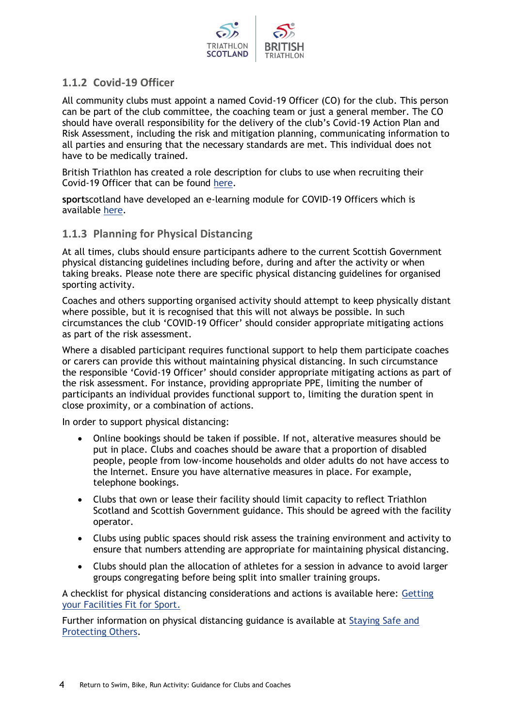### 1.1.2 Covid-19 Officer

All community clubs must appoint a named Covid-19 Officer (CO) for the club. This person can be part of the club committee, the coaching team or just a general member. The CO should have overall responsibility for the delivery of the club's Covid-19 Action Plan and Risk Assessment, including the risk and mitigation planning, communicating information to all parties and ensuring that the necessary standards are met. This individual does not have to be medically trained.

British Triathlon has created a role description for clubs to use when recruiting their Covid-19 Officer that can be found here.

**sport**scotland have developed an e-learning module for COVID-19 Officers which is available here.

### 1.1.3 Planning for Physical Distancing

At all times, clubs should ensure participants adhere to the current Scottish Government physical distancing guidelines including before, during and after the activity or when taking breaks. Please note there are specific physical distancing guidelines for organised sporting activity.

Coaches and others supporting organised activity should attempt to keep physically distant where possible, but it is recognised that this will not always be possible. In such circumstances the club 'COVID-19 Officer' should consider appropriate mitigating actions as part of the risk assessment.

Where a disabled participant requires functional support to help them participate coaches or carers can provide this without maintaining physical distancing. In such circumstance the responsible 'Covid-19 Officer' should consider appropriate mitigating actions as part of the risk assessment. For instance, providing appropriate PPE, limiting the number of participants an individual provides functional support to, limiting the duration spent in close proximity, or a combination of actions.

In order to support physical distancing:

- Online bookings should be taken if possible. If not, alterative measures should be put in place. Clubs and coaches should be aware that a proportion of disabled people, people from low-income households and older adults do not have access to the Internet. Ensure you have alternative measures in place. For example, telephone bookings.
- Clubs that own or lease their facility should limit capacity to reflect Triathlon Scotland and Scottish Government guidance. This should be agreed with the facility operator.
- Clubs using public spaces should risk assess the training environment and activity to ensure that numbers attending are appropriate for maintaining physical distancing.
- Clubs should plan the allocation of athletes for a session in advance to avoid larger groups congregating before being split into smaller training groups.

A checklist for physical distancing considerations and actions is available here: Getting your Facilities Fit for Sport.

Further information on physical distancing guidance is available at Staying Safe and Protecting Others.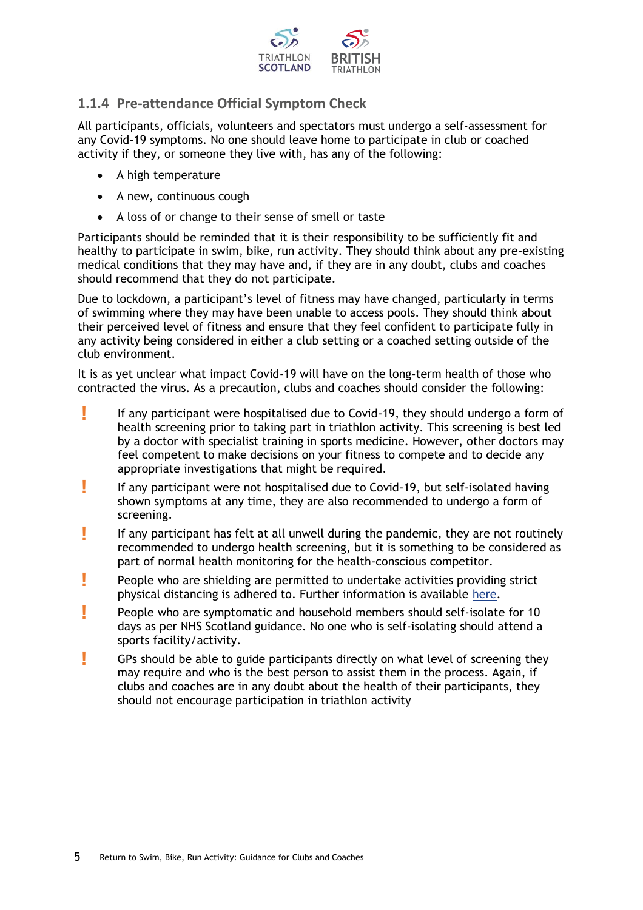### 1.1.4 Pre-attendance Official Symptom Check

All participants, officials, volunteers and spectators must undergo a self-assessment for any Covid-19 symptoms. No one should leave home to participate in club or coached activity if they, or someone they live with, has any of the following:

- A high temperature
- A new, continuous cough
- A loss of or change to their sense of smell or taste

Participants should be reminded that it is their responsibility to be sufficiently fit and healthy to participate in swim, bike, run activity. They should think about any pre-existing medical conditions that they may have and, if they are in any doubt, clubs and coaches should recommend that they do not participate.

Due to lockdown, a participant's level of fitness may have changed, particularly in terms of swimming where they may have been unable to access pools. They should think about their perceived level of fitness and ensure that they feel confident to participate fully in any activity being considered in either a club setting or a coached setting outside of the club environment.

It is as yet unclear what impact Covid-19 will have on the long-term health of those who contracted the virus. As a precaution, clubs and coaches should consider the following:

- If any participant were hospitalised due to Covid-19, they should undergo a form of health screening prior to taking part in triathlon activity. This screening is best led by a doctor with specialist training in sports medicine. However, other doctors may feel competent to make decisions on your fitness to compete and to decide any appropriate investigations that might be required.
- If any participant were not hospitalised due to Covid-19, but self-isolated having shown symptoms at any time, they are also recommended to undergo a form of screening.
- If any participant has felt at all unwell during the pandemic, they are not routinely recommended to undergo health screening, but it is something to be considered as part of normal health monitoring for the health-conscious competitor.
- People who are shielding are permitted to undertake activities providing strict physical distancing is adhered to. Further information is available here.
- People who are symptomatic and household members should self-isolate for 10 days as per NHS Scotland guidance. No one who is self-isolating should attend a sports facility/activity.
- GPs should be able to guide participants directly on what level of screening they may require and who is the best person to assist them in the process. Again, if clubs and coaches are in any doubt about the health of their participants, they should not encourage participation in triathlon activity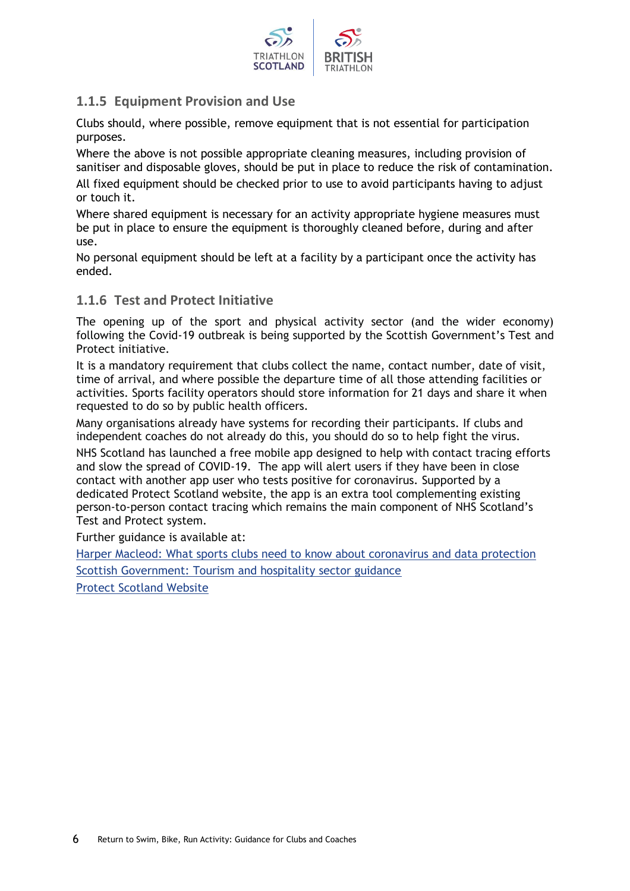### 1.1.5 Equipment Provision and Use

Clubs should, where possible, remove equipment that is not essential for participation purposes.

Where the above is not possible appropriate cleaning measures, including provision of sanitiser and disposable gloves, should be put in place to reduce the risk of contamination.

All fixed equipment should be checked prior to use to avoid participants having to adjust or touch it.

Where shared equipment is necessary for an activity appropriate hygiene measures must be put in place to ensure the equipment is thoroughly cleaned before, during and after use.

No personal equipment should be left at a facility by a participant once the activity has ended.

### 1.1.6 Test and Protect Initiative

The opening up of the sport and physical activity sector (and the wider economy) following the Covid-19 outbreak is being supported by the Scottish Government's Test and Protect initiative.

It is a mandatory requirement that clubs collect the name, contact number, date of visit, time of arrival, and where possible the departure time of all those attending facilities or activities. Sports facility operators should store information for 21 days and share it when requested to do so by public health officers.

Many organisations already have systems for recording their participants. If clubs and independent coaches do not already do this, you should do so to help fight the virus.

NHS Scotland has launched a free mobile app designed to help with contact tracing efforts and slow the spread of COVID-19. The app will alert users if they have been in close contact with another app user who tests positive for coronavirus. Supported by a dedicated Protect Scotland website, the app is an extra tool complementing existing person-to-person contact tracing which remains the main component of NHS Scotland's Test and Protect system.

Further guidance is available at:

Harper Macleod: What sports clubs need to know about coronavirus and data protection

Scottish Government: Tourism and hospitality sector guidance

Protect Scotland Website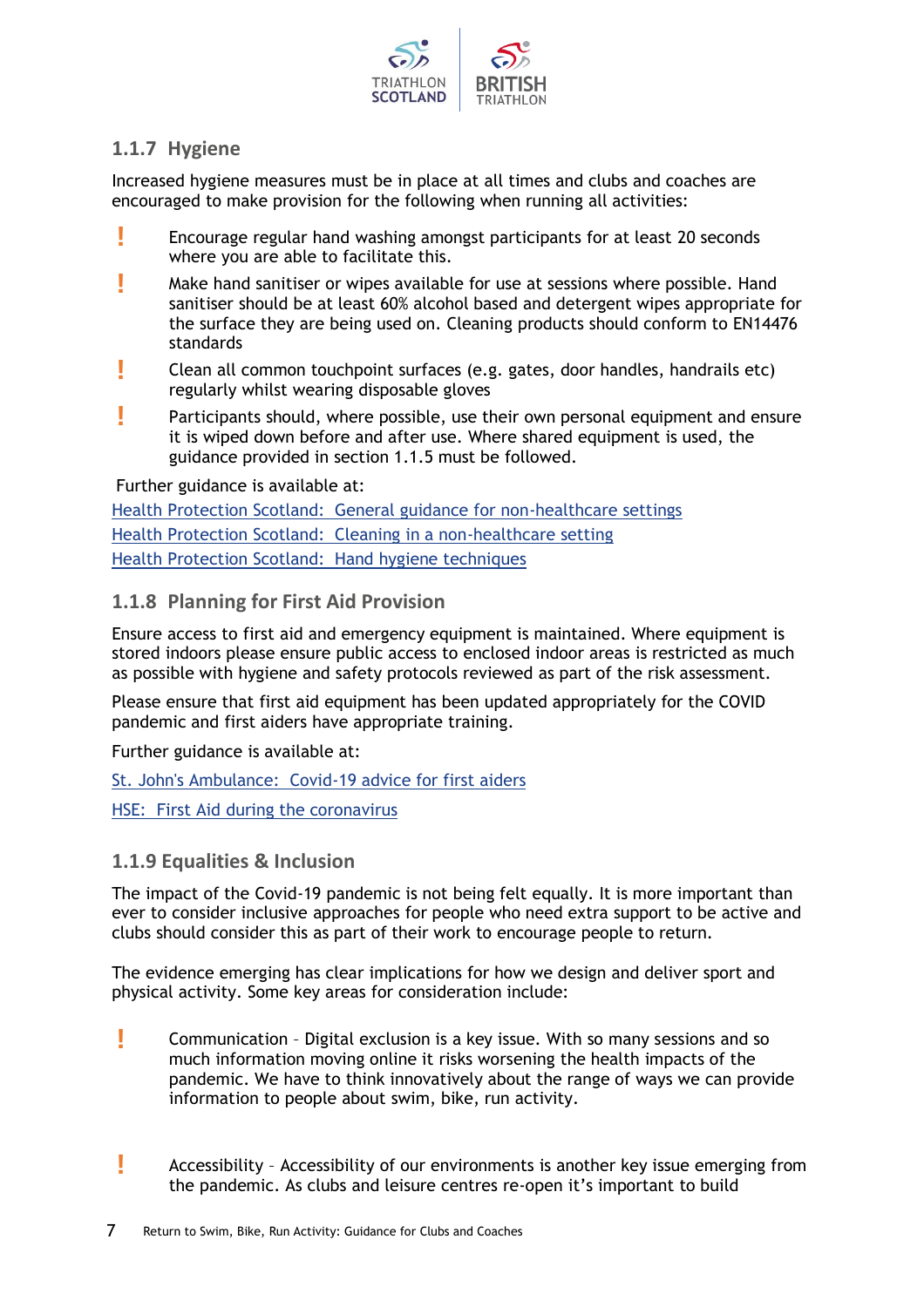### 1.1.7 Hygiene

Increased hygiene measures must be in place at all times and clubs and coaches are encouraged to make provision for the following when running all activities:

- Encourage regular hand washing amongst participants for at least 20 seconds where you are able to facilitate this.
- Make hand sanitiser or wipes available for use at sessions where possible. Hand sanitiser should be at least 60% alcohol based and detergent wipes appropriate for the surface they are being used on. Cleaning products should conform to EN14476 standards
- Clean all common touchpoint surfaces (e.g. gates, door handles, handrails etc) regularly whilst wearing disposable gloves
- Participants should, where possible, use their own personal equipment and ensure it is wiped down before and after use. Where shared equipment is used, the guidance provided in section 1.1.5 must be followed.

Further guidance is available at:

Health Protection Scotland: General guidance for non-healthcare settings
Health Protection Scotland: Cleaning in a non-healthcare setting
Health Protection Scotland: Hand hygiene techniques

### 1.1.8 Planning for First Aid Provision

Ensure access to first aid and emergency equipment is maintained. Where equipment is stored indoors please ensure public access to enclosed indoor areas is restricted as much as possible with hygiene and safety protocols reviewed as part of the risk assessment.

Please ensure that first aid equipment has been updated appropriately for the COVID pandemic and first aiders have appropriate training.

Further guidance is available at:

St. John's Ambulance: Covid-19 advice for first aiders

HSE: First Aid during the coronavirus

### 1.1.9 Equalities & Inclusion

The impact of the Covid-19 pandemic is not being felt equally. It is more important than ever to consider inclusive approaches for people who need extra support to be active and clubs should consider this as part of their work to encourage people to return.

The evidence emerging has clear implications for how we design and deliver sport and physical activity. Some key areas for consideration include:

- Communication – Digital exclusion is a key issue. With so many sessions and so much information moving online it risks worsening the health impacts of the pandemic. We have to think innovatively about the range of ways we can provide information to people about swim, bike, run activity.
- Accessibility – Accessibility of our environments is another key issue emerging from the pandemic. As clubs and leisure centres re-open it's important to build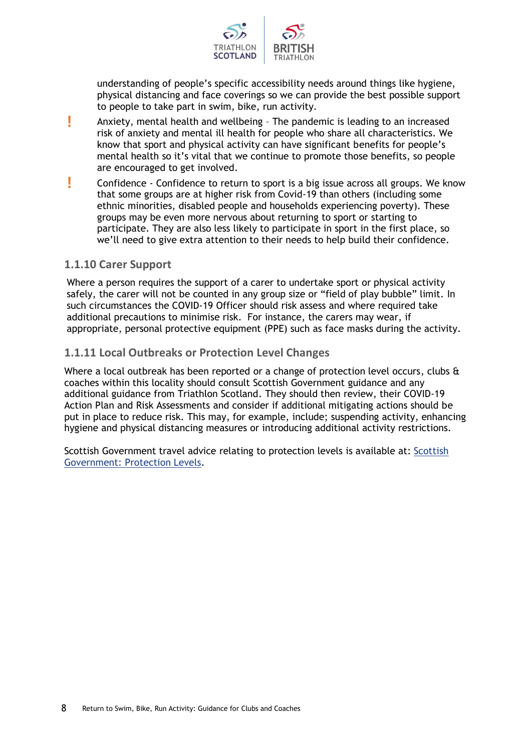understanding of people's specific accessibility needs around things like hygiene, physical distancing and face coverings so we can provide the best possible support to people to take part in swim, bike, run activity.

- Anxiety, mental health and wellbeing – The pandemic is leading to an increased risk of anxiety and mental ill health for people who share all characteristics. We know that sport and physical activity can have significant benefits for people's mental health so it's vital that we continue to promote those benefits, so people are encouraged to get involved.
- Confidence - Confidence to return to sport is a big issue across all groups. We know that some groups are at higher risk from Covid-19 than others (including some ethnic minorities, disabled people and households experiencing poverty). These groups may be even more nervous about returning to sport or starting to participate. They are also less likely to participate in sport in the first place, so we'll need to give extra attention to their needs to help build their confidence.

### 1.1.10 Carer Support

Where a person requires the support of a carer to undertake sport or physical activity safely, the carer will not be counted in any group size or "field of play bubble" limit. In such circumstances the COVID-19 Officer should risk assess and where required take additional precautions to minimise risk. For instance, the carers may wear, if appropriate, personal protective equipment (PPE) such as face masks during the activity.

### 1.1.11 Local Outbreaks or Protection Level Changes

Where a local outbreak has been reported or a change of protection level occurs, clubs & coaches within this locality should consult Scottish Government guidance and any additional guidance from Triathlon Scotland. They should then review, their COVID-19 Action Plan and Risk Assessments and consider if additional mitigating actions should be put in place to reduce risk. This may, for example, include; suspending activity, enhancing hygiene and physical distancing measures or introducing additional activity restrictions.

Scottish Government travel advice relating to protection levels is available at: Scottish Government: Protection Levels.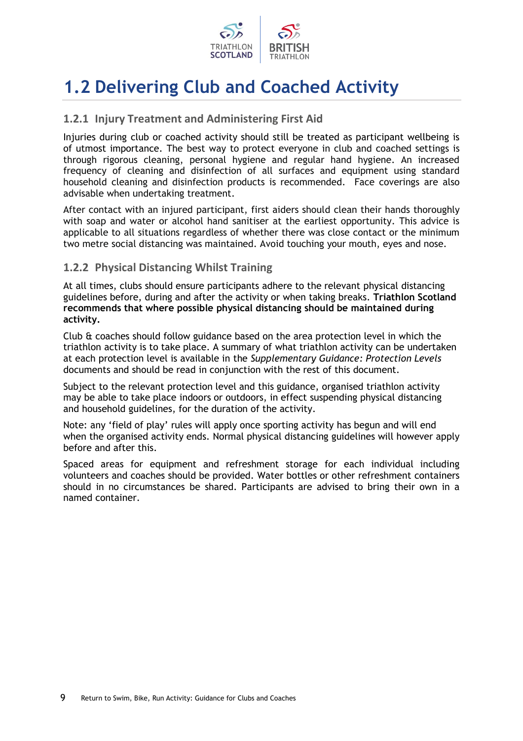# 1.2 Delivering Club and Coached Activity

## 1.2.1 Injury Treatment and Administering First Aid

Injuries during club or coached activity should still be treated as participant wellbeing is of utmost importance. The best way to protect everyone in club and coached settings is through rigorous cleaning, personal hygiene and regular hand hygiene. An increased frequency of cleaning and disinfection of all surfaces and equipment using standard household cleaning and disinfection products is recommended. Face coverings are also advisable when undertaking treatment.

After contact with an injured participant, first aiders should clean their hands thoroughly with soap and water or alcohol hand sanitiser at the earliest opportunity. This advice is applicable to all situations regardless of whether there was close contact or the minimum two metre social distancing was maintained. Avoid touching your mouth, eyes and nose.

## 1.2.2 Physical Distancing Whilst Training

At all times, clubs should ensure participants adhere to the relevant physical distancing guidelines before, during and after the activity or when taking breaks. **Triathlon Scotland recommends that where possible physical distancing should be maintained during activity.**

Club & coaches should follow guidance based on the area protection level in which the triathlon activity is to take place. A summary of what triathlon activity can be undertaken at each protection level is available in the *Supplementary Guidance: Protection Levels* documents and should be read in conjunction with the rest of this document.

Subject to the relevant protection level and this guidance, organised triathlon activity may be able to take place indoors or outdoors, in effect suspending physical distancing and household guidelines, for the duration of the activity.

Note: any 'field of play' rules will apply once sporting activity has begun and will end when the organised activity ends. Normal physical distancing guidelines will however apply before and after this.

Spaced areas for equipment and refreshment storage for each individual including volunteers and coaches should be provided. Water bottles or other refreshment containers should in no circumstances be shared. Participants are advised to bring their own in a named container.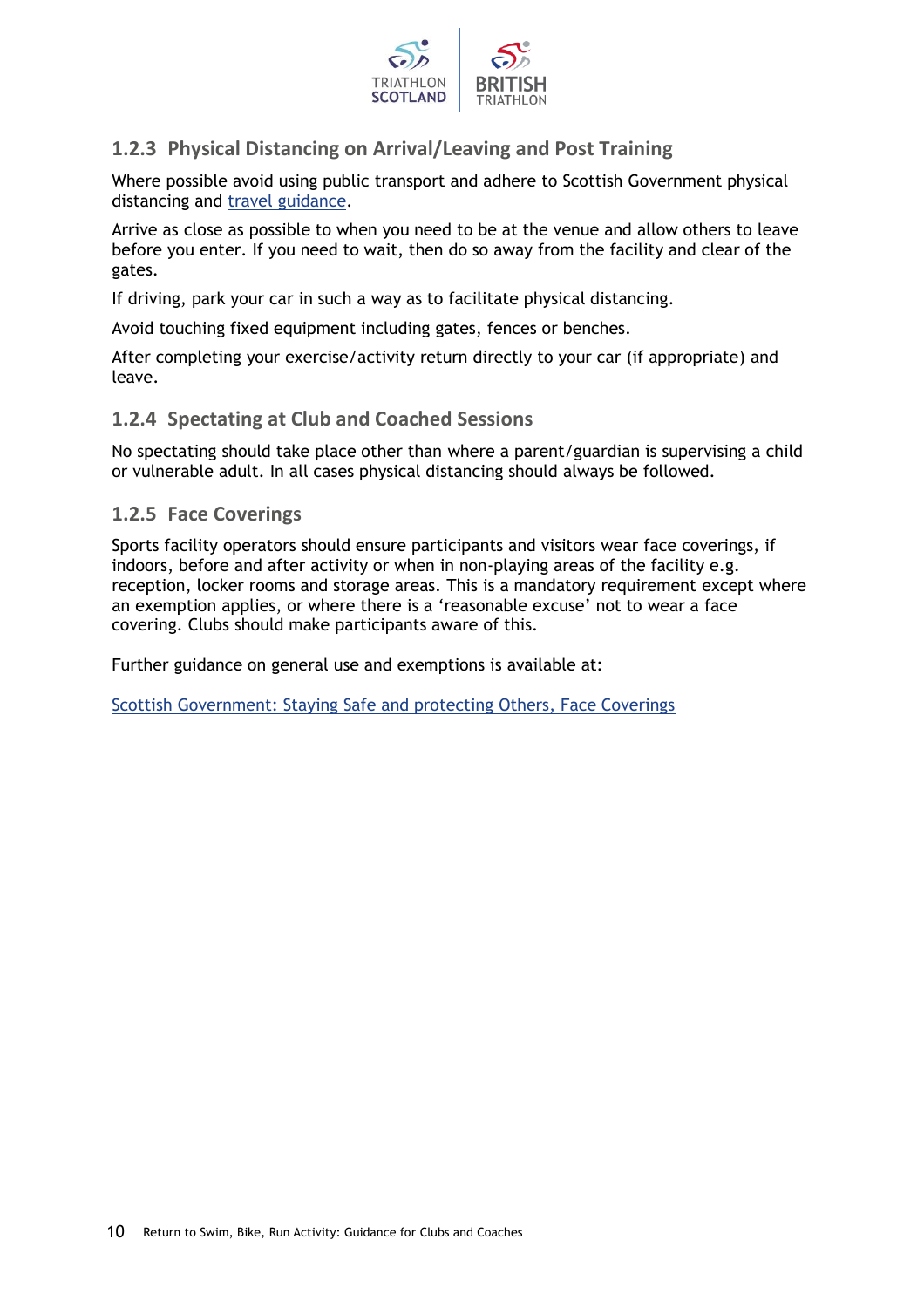### 1.2.3 Physical Distancing on Arrival/Leaving and Post Training

Where possible avoid using public transport and adhere to Scottish Government physical distancing and [travel guidance](#).

Arrive as close as possible to when you need to be at the venue and allow others to leave before you enter. If you need to wait, then do so away from the facility and clear of the gates.

If driving, park your car in such a way as to facilitate physical distancing.

Avoid touching fixed equipment including gates, fences or benches.

After completing your exercise/activity return directly to your car (if appropriate) and leave.

### 1.2.4 Spectating at Club and Coached Sessions

No spectating should take place other than where a parent/guardian is supervising a child or vulnerable adult. In all cases physical distancing should always be followed.

### 1.2.5 Face Coverings

Sports facility operators should ensure participants and visitors wear face coverings, if indoors, before and after activity or when in non-playing areas of the facility e.g. reception, locker rooms and storage areas. This is a mandatory requirement except where an exemption applies, or where there is a 'reasonable excuse' not to wear a face covering. Clubs should make participants aware of this.

Further guidance on general use and exemptions is available at:

[Scottish Government: Staying Safe and protecting Others, Face Coverings](#)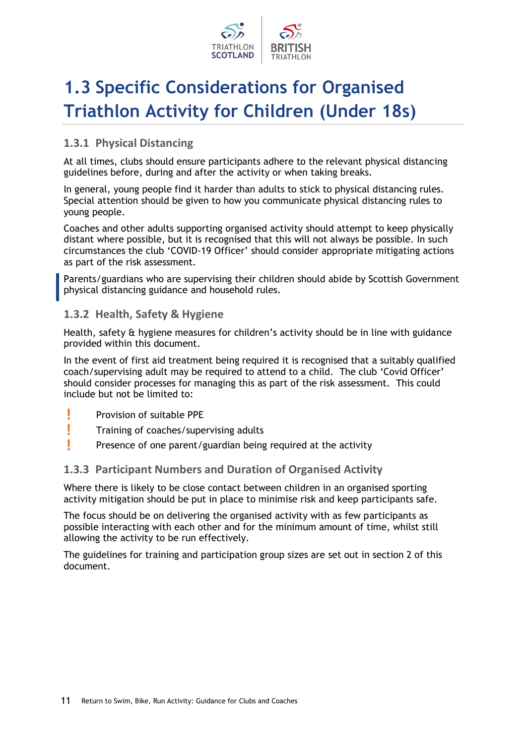# 1.3 Specific Considerations for Organised Triathlon Activity for Children (Under 18s)

## 1.3.1 Physical Distancing

At all times, clubs should ensure participants adhere to the relevant physical distancing guidelines before, during and after the activity or when taking breaks.

In general, young people find it harder than adults to stick to physical distancing rules. Special attention should be given to how you communicate physical distancing rules to young people.

Coaches and other adults supporting organised activity should attempt to keep physically distant where possible, but it is recognised that this will not always be possible. In such circumstances the club 'COVID-19 Officer' should consider appropriate mitigating actions as part of the risk assessment.

Parents/guardians who are supervising their children should abide by Scottish Government physical distancing guidance and household rules.

## 1.3.2 Health, Safety & Hygiene

Health, safety & hygiene measures for children's activity should be in line with guidance provided within this document.

In the event of first aid treatment being required it is recognised that a suitably qualified coach/supervising adult may be required to attend to a child. The club 'Covid Officer' should consider processes for managing this as part of the risk assessment. This could include but not be limited to:

- Provision of suitable PPE
- Training of coaches/supervising adults
- Presence of one parent/guardian being required at the activity

## 1.3.3 Participant Numbers and Duration of Organised Activity

Where there is likely to be close contact between children in an organised sporting activity mitigation should be put in place to minimise risk and keep participants safe.

The focus should be on delivering the organised activity with as few participants as possible interacting with each other and for the minimum amount of time, whilst still allowing the activity to be run effectively.

The guidelines for training and participation group sizes are set out in section 2 of this document.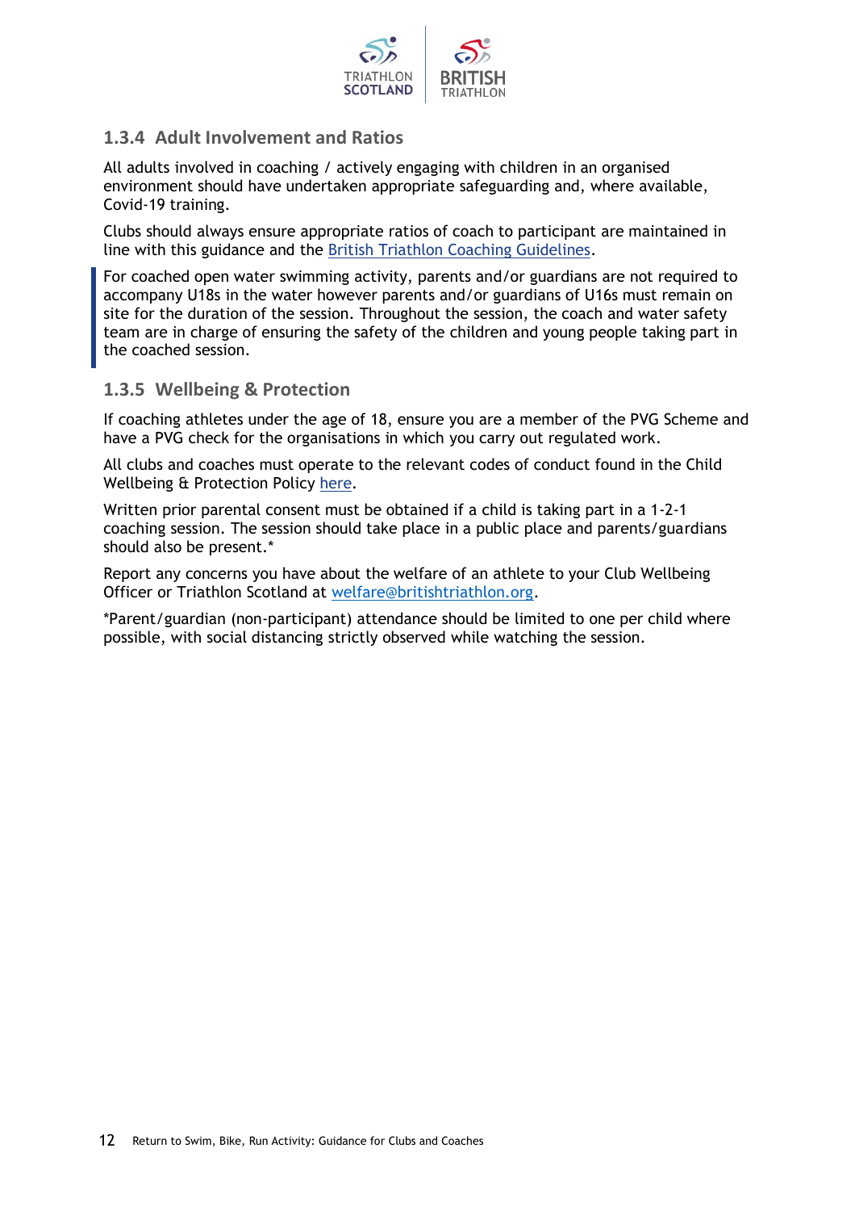### 1.3.4 Adult Involvement and Ratios

All adults involved in coaching / actively engaging with children in an organised environment should have undertaken appropriate safeguarding and, where available, Covid-19 training.

Clubs should always ensure appropriate ratios of coach to participant are maintained in line with this guidance and the British Triathlon Coaching Guidelines.

For coached open water swimming activity, parents and/or guardians are not required to accompany U18s in the water however parents and/or guardians of U16s must remain on site for the duration of the session. Throughout the session, the coach and water safety team are in charge of ensuring the safety of the children and young people taking part in the coached session.

### 1.3.5 Wellbeing & Protection

If coaching athletes under the age of 18, ensure you are a member of the PVG Scheme and have a PVG check for the organisations in which you carry out regulated work.

All clubs and coaches must operate to the relevant codes of conduct found in the Child Wellbeing & Protection Policy here.

Written prior parental consent must be obtained if a child is taking part in a 1-2-1 coaching session. The session should take place in a public place and parents/guardians should also be present.*

Report any concerns you have about the welfare of an athlete to your Club Wellbeing Officer or Triathlon Scotland at welfare@britishtriathlon.org.

*Parent/guardian (non-participant) attendance should be limited to one per child where possible, with social distancing strictly observed while watching the session.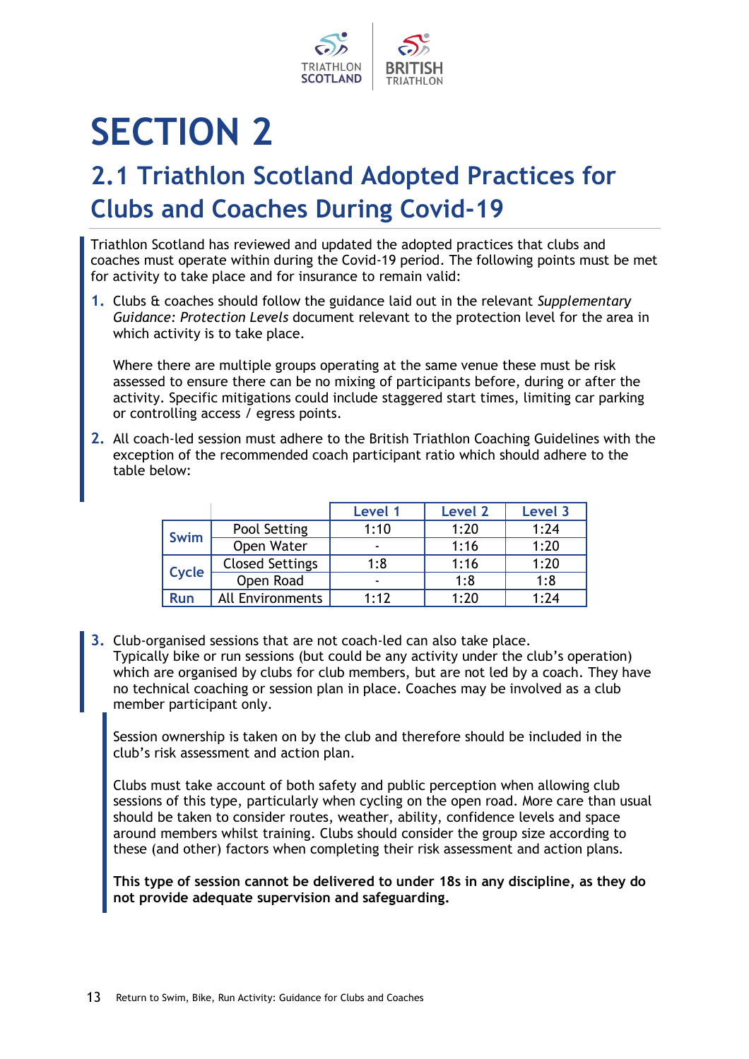# SECTION 2

## 2.1 Triathlon Scotland Adopted Practices for Clubs and Coaches During Covid-19

Triathlon Scotland has reviewed and updated the adopted practices that clubs and coaches must operate within during the Covid-19 period. The following points must be met for activity to take place and for insurance to remain valid:

1. Clubs & coaches should follow the guidance laid out in the relevant *Supplementary Guidance: Protection Levels* document relevant to the protection level for the area in which activity is to take place.

   Where there are multiple groups operating at the same venue these must be risk assessed to ensure there can be no mixing of participants before, during or after the activity. Specific mitigations could include staggered start times, limiting car parking or controlling access / egress points.

2. All coach-led session must adhere to the British Triathlon Coaching Guidelines with the exception of the recommended coach participant ratio which should adhere to the table below:

| | | Level 1 | Level 2 | Level 3 |
|---|---|---|---|---|
| Swim | Pool Setting | 1:10 | 1:20 | 1:24 |
| | Open Water | - | 1:16 | 1:20 |
| Cycle | Closed Settings | 1:8 | 1:16 | 1:20 |
| | Open Road | - | 1:8 | 1:8 |
| Run | All Environments | 1:12 | 1:20 | 1:24 |

3. Club-organised sessions that are not coach-led can also take place. Typically bike or run sessions (but could be any activity under the club's operation) which are organised by clubs for club members, but are not led by a coach. They have no technical coaching or session plan in place. Coaches may be involved as a club member participant only.

   Session ownership is taken on by the club and therefore should be included in the club's risk assessment and action plan.

   Clubs must take account of both safety and public perception when allowing club sessions of this type, particularly when cycling on the open road. More care than usual should be taken to consider routes, weather, ability, confidence levels and space around members whilst training. Clubs should consider the group size according to these (and other) factors when completing their risk assessment and action plans.

   **This type of session cannot be delivered to under 18s in any discipline, as they do not provide adequate supervision and safeguarding.**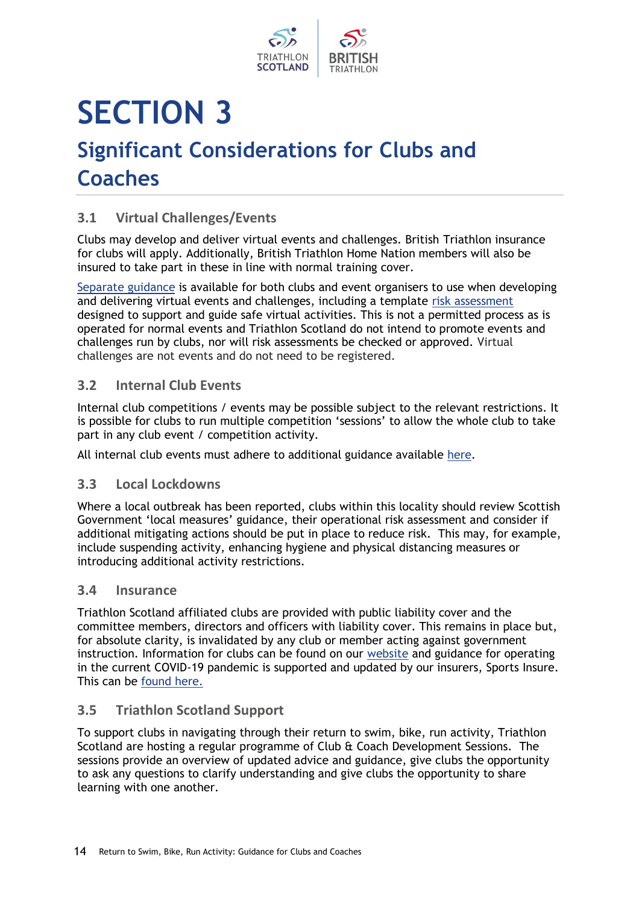# SECTION 3

## Significant Considerations for Clubs and Coaches

### 3.1 Virtual Challenges/Events

Clubs may develop and deliver virtual events and challenges. British Triathlon insurance for clubs will apply. Additionally, British Triathlon Home Nation members will also be insured to take part in these in line with normal training cover.

Separate guidance is available for both clubs and event organisers to use when developing and delivering virtual events and challenges, including a template risk assessment designed to support and guide safe virtual activities. This is not a permitted process as is operated for normal events and Triathlon Scotland do not intend to promote events and challenges run by clubs, nor will risk assessments be checked or approved. Virtual challenges are not events and do not need to be registered.

### 3.2 Internal Club Events

Internal club competitions / events may be possible subject to the relevant restrictions. It is possible for clubs to run multiple competition 'sessions' to allow the whole club to take part in any club event / competition activity.

All internal club events must adhere to additional guidance available here.

### 3.3 Local Lockdowns

Where a local outbreak has been reported, clubs within this locality should review Scottish Government 'local measures' guidance, their operational risk assessment and consider if additional mitigating actions should be put in place to reduce risk. This may, for example, include suspending activity, enhancing hygiene and physical distancing measures or introducing additional activity restrictions.

### 3.4 Insurance

Triathlon Scotland affiliated clubs are provided with public liability cover and the committee members, directors and officers with liability cover. This remains in place but, for absolute clarity, is invalidated by any club or member acting against government instruction. Information for clubs can be found on our website and guidance for operating in the current COVID-19 pandemic is supported and updated by our insurers, Sports Insure. This can be found here.

### 3.5 Triathlon Scotland Support

To support clubs in navigating through their return to swim, bike, run activity, Triathlon Scotland are hosting a regular programme of Club & Coach Development Sessions. The sessions provide an overview of updated advice and guidance, give clubs the opportunity to ask any questions to clarify understanding and give clubs the opportunity to share learning with one another.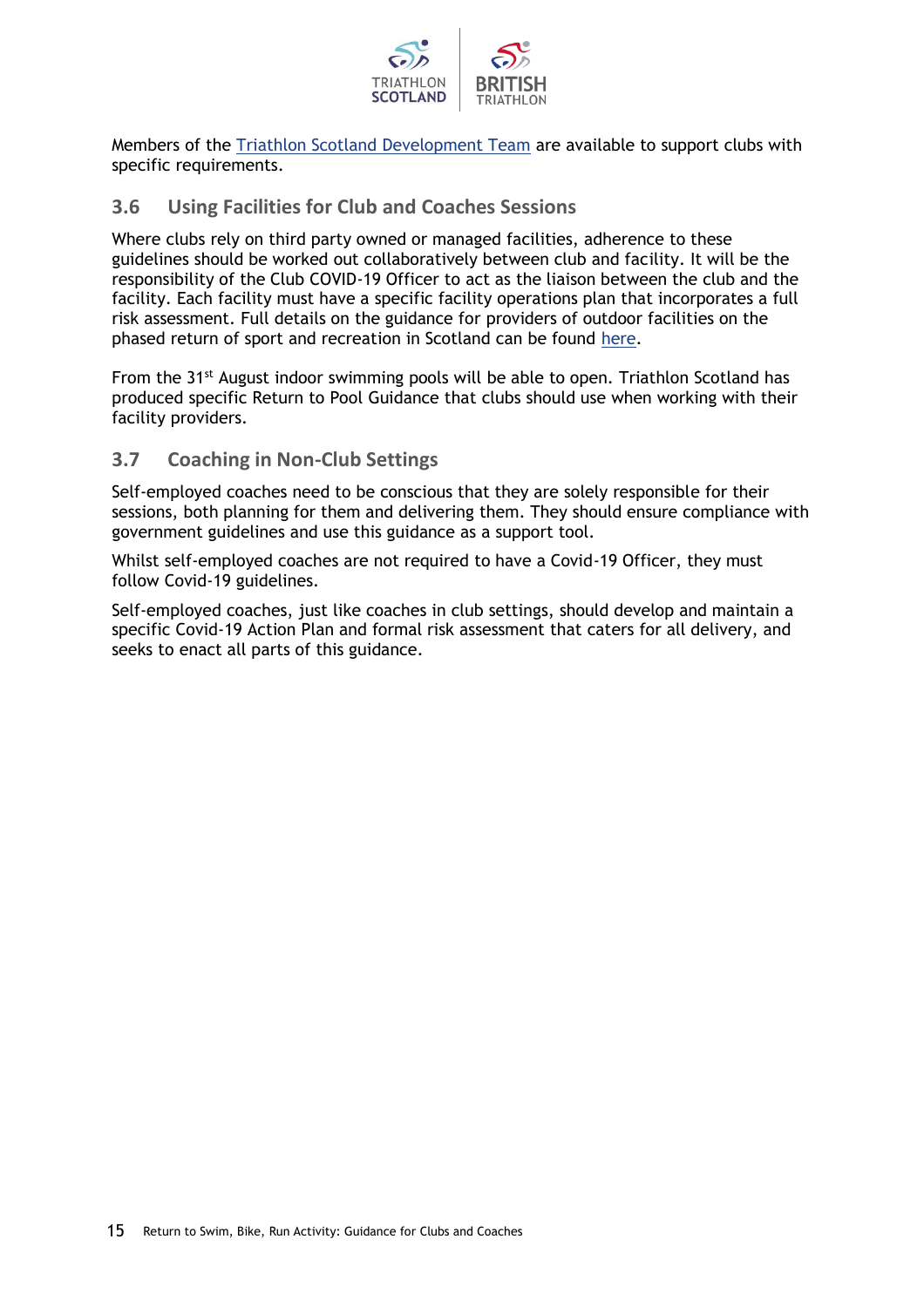Members of the Triathlon Scotland Development Team are available to support clubs with specific requirements.

## 3.6 Using Facilities for Club and Coaches Sessions

Where clubs rely on third party owned or managed facilities, adherence to these guidelines should be worked out collaboratively between club and facility. It will be the responsibility of the Club COVID-19 Officer to act as the liaison between the club and the facility. Each facility must have a specific facility operations plan that incorporates a full risk assessment. Full details on the guidance for providers of outdoor facilities on the phased return of sport and recreation in Scotland can be found here.

From the 31st August indoor swimming pools will be able to open. Triathlon Scotland has produced specific Return to Pool Guidance that clubs should use when working with their facility providers.

## 3.7 Coaching in Non-Club Settings

Self-employed coaches need to be conscious that they are solely responsible for their sessions, both planning for them and delivering them. They should ensure compliance with government guidelines and use this guidance as a support tool.

Whilst self-employed coaches are not required to have a Covid-19 Officer, they must follow Covid-19 guidelines.

Self-employed coaches, just like coaches in club settings, should develop and maintain a specific Covid-19 Action Plan and formal risk assessment that caters for all delivery, and seeks to enact all parts of this guidance.